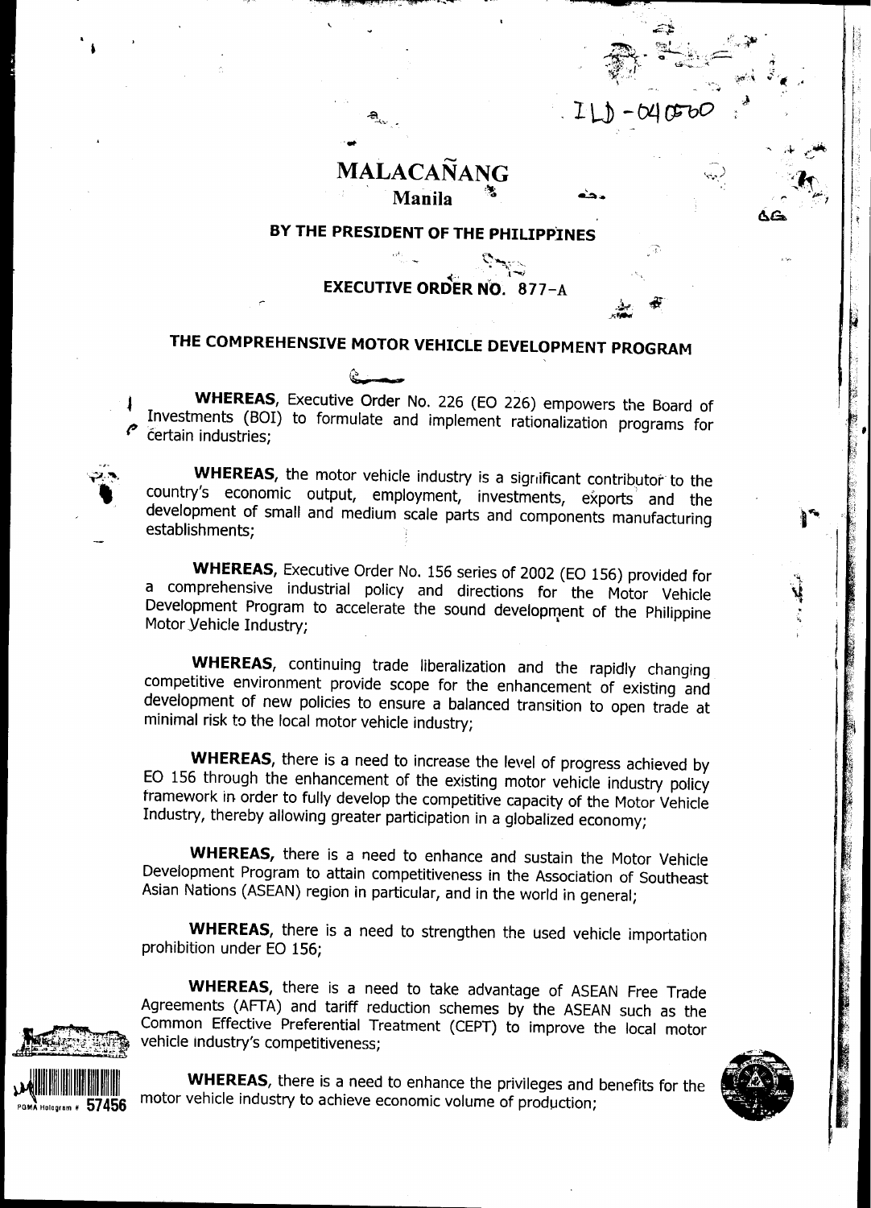# MALACAÑANG
## Manila

### BY THE PRESIDENT OF THE PHILIPPINES

### EXECUTIVE ORDER NO. 877-A

### THE COMPREHENSIVE MOTOR VEHICLE DEVELOPMENT PROGRAM

**WHEREAS**, Executive Order No. 226 (EO 226) empowers the Board of Investments (BOI) to formulate and implement rationalization programs for certain industries;

**WHEREAS**, the motor vehicle industry is a significant contributor to the country's economic output, employment, investments, exports and the development of small and medium scale parts and components manufacturing establishments;

**WHEREAS**, Executive Order No. 156 series of 2002 (EO 156) provided for a comprehensive industrial policy and directions for the Motor Vehicle Development Program to accelerate the sound development of the Philippine Motor Vehicle Industry;

**WHEREAS**, continuing trade liberalization and the rapidly changing competitive environment provide scope for the enhancement of existing and development of new policies to ensure a balanced transition to open trade at minimal risk to the local motor vehicle industry;

**WHEREAS**, there is a need to increase the level of progress achieved by EO 156 through the enhancement of the existing motor vehicle industry policy framework in order to fully develop the competitive capacity of the Motor Vehicle Industry, thereby allowing greater participation in a globalized economy;

**WHEREAS,** there is a need to enhance and sustain the Motor Vehicle Development Program to attain competitiveness in the Association of Southeast Asian Nations (ASEAN) region in particular, and in the world in general;

**WHEREAS**, there is a need to strengthen the used vehicle importation prohibition under EO 156;

**WHEREAS**, there is a need to take advantage of ASEAN Free Trade Agreements (AFTA) and tariff reduction schemes by the ASEAN such as the Common Effective Preferential Treatment (CEPT) to improve the local motor vehicle industry's competitiveness;

**WHEREAS**, there is a need to enhance the privileges and benefits for the motor vehicle industry to achieve economic volume of production;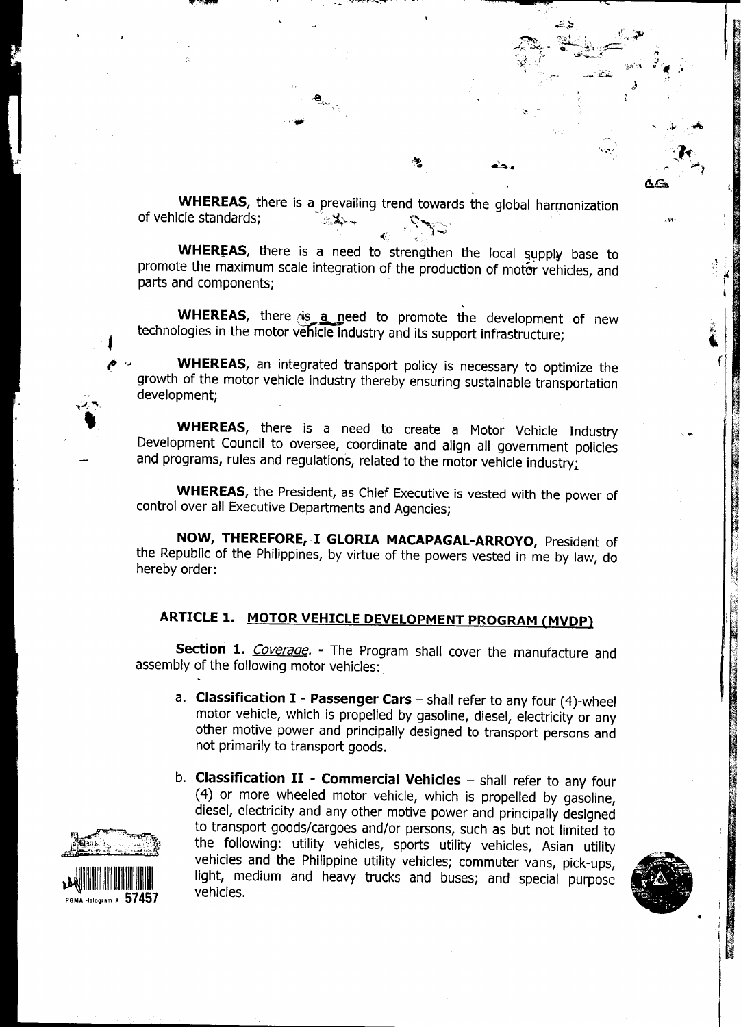**WHEREAS**, there is a prevailing trend towards the global harmonization of vehicle standards;

**WHEREAS**, there is a need to strengthen the local supply base to promote the maximum scale integration of the production of motor vehicles, and parts and components;

**WHEREAS**, there is a need to promote the development of new technologies in the motor vehicle industry and its support infrastructure;

**WHEREAS**, an integrated transport policy is necessary to optimize the growth of the motor vehicle industry thereby ensuring sustainable transportation development;

**WHEREAS**, there is a need to create a Motor Vehicle Industry Development Council to oversee, coordinate and align all government policies and programs, rules and regulations, related to the motor vehicle industry;

**WHEREAS**, the President, as Chief Executive is vested with the power of control over all Executive Departments and Agencies;

**NOW, THEREFORE, I GLORIA MACAPAGAL-ARROYO**, President of the Republic of the Philippines, by virtue of the powers vested in me by law, do hereby order:

## ARTICLE 1. MOTOR VEHICLE DEVELOPMENT PROGRAM (MVDP)

**Section 1.** *Coverage.* - The Program shall cover the manufacture and assembly of the following motor vehicles:

a. **Classification I - Passenger Cars** – shall refer to any four (4)-wheel motor vehicle, which is propelled by gasoline, diesel, electricity or any other motive power and principally designed to transport persons and not primarily to transport goods.

b. **Classification II - Commercial Vehicles** – shall refer to any four (4) or more wheeled motor vehicle, which is propelled by gasoline, diesel, electricity and any other motive power and principally designed to transport goods/cargoes and/or persons, such as but not limited to the following: utility vehicles, sports utility vehicles, Asian utility vehicles and the Philippine utility vehicles; commuter vans, pick-ups, light, medium and heavy trucks and buses; and special purpose vehicles.

PGMA Hologram # 57457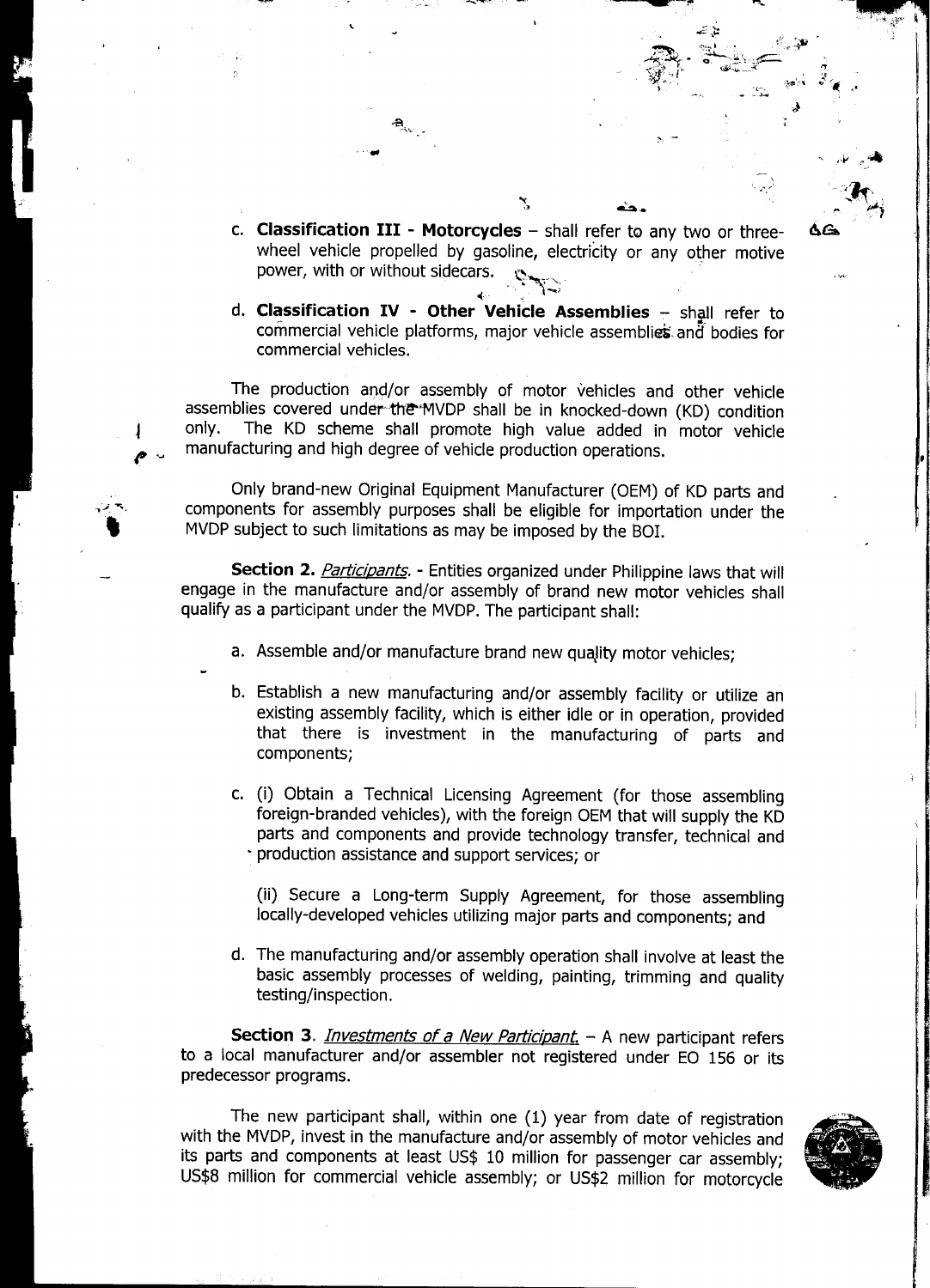c. **Classification III - Motorcycles** – shall refer to any two or three-wheel vehicle propelled by gasoline, electricity or any other motive power, with or without sidecars.

d. **Classification IV - Other Vehicle Assemblies** – shall refer to commercial vehicle platforms, major vehicle assemblies and bodies for commercial vehicles.

The production and/or assembly of motor vehicles and other vehicle assemblies covered under the MVDP shall be in knocked-down (KD) condition only. The KD scheme shall promote high value added in motor vehicle manufacturing and high degree of vehicle production operations.

Only brand-new Original Equipment Manufacturer (OEM) of KD parts and components for assembly purposes shall be eligible for importation under the MVDP subject to such limitations as may be imposed by the BOI.

**Section 2.** *Participants.* - Entities organized under Philippine laws that will engage in the manufacture and/or assembly of brand new motor vehicles shall qualify as a participant under the MVDP. The participant shall:

a. Assemble and/or manufacture brand new quality motor vehicles;

b. Establish a new manufacturing and/or assembly facility or utilize an existing assembly facility, which is either idle or in operation, provided that there is investment in the manufacturing of parts and components;

c. (i) Obtain a Technical Licensing Agreement (for those assembling foreign-branded vehicles), with the foreign OEM that will supply the KD parts and components and provide technology transfer, technical and production assistance and support services; or

   (ii) Secure a Long-term Supply Agreement, for those assembling locally-developed vehicles utilizing major parts and components; and

d. The manufacturing and/or assembly operation shall involve at least the basic assembly processes of welding, painting, trimming and quality testing/inspection.

**Section 3**. *Investments of a New Participant.* – A new participant refers to a local manufacturer and/or assembler not registered under EO 156 or its predecessor programs.

The new participant shall, within one (1) year from date of registration with the MVDP, invest in the manufacture and/or assembly of motor vehicles and its parts and components at least US$ 10 million for passenger car assembly; US$8 million for commercial vehicle assembly; or US$2 million for motorcycle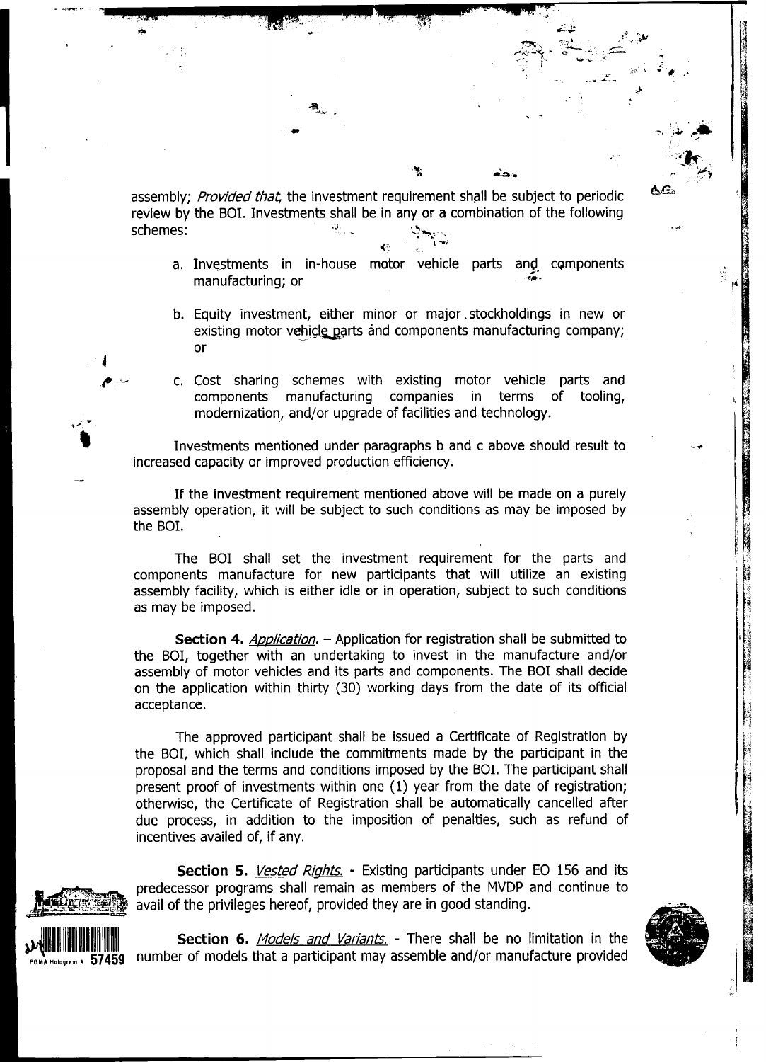assembly; *Provided that*, the investment requirement shall be subject to periodic review by the BOI. Investments shall be in any or a combination of the following schemes:

a. Investments in in-house motor vehicle parts and components manufacturing; or

b. Equity investment, either minor or major stockholdings in new or existing motor vehicle parts and components manufacturing company; or

c. Cost sharing schemes with existing motor vehicle parts and components manufacturing companies in terms of tooling, modernization, and/or upgrade of facilities and technology.

Investments mentioned under paragraphs b and c above should result to increased capacity or improved production efficiency.

If the investment requirement mentioned above will be made on a purely assembly operation, it will be subject to such conditions as may be imposed by the BOI.

The BOI shall set the investment requirement for the parts and components manufacture for new participants that will utilize an existing assembly facility, which is either idle or in operation, subject to such conditions as may be imposed.

**Section 4.** *Application*. – Application for registration shall be submitted to the BOI, together with an undertaking to invest in the manufacture and/or assembly of motor vehicles and its parts and components. The BOI shall decide on the application within thirty (30) working days from the date of its official acceptance.

The approved participant shall be issued a Certificate of Registration by the BOI, which shall include the commitments made by the participant in the proposal and the terms and conditions imposed by the BOI. The participant shall present proof of investments within one (1) year from the date of registration; otherwise, the Certificate of Registration shall be automatically cancelled after due process, in addition to the imposition of penalties, such as refund of incentives availed of, if any.

**Section 5.** *Vested Rights*. - Existing participants under EO 156 and its predecessor programs shall remain as members of the MVDP and continue to avail of the privileges hereof, provided they are in good standing.

**Section 6.** *Models and Variants*. - There shall be no limitation in the number of models that a participant may assemble and/or manufacture provided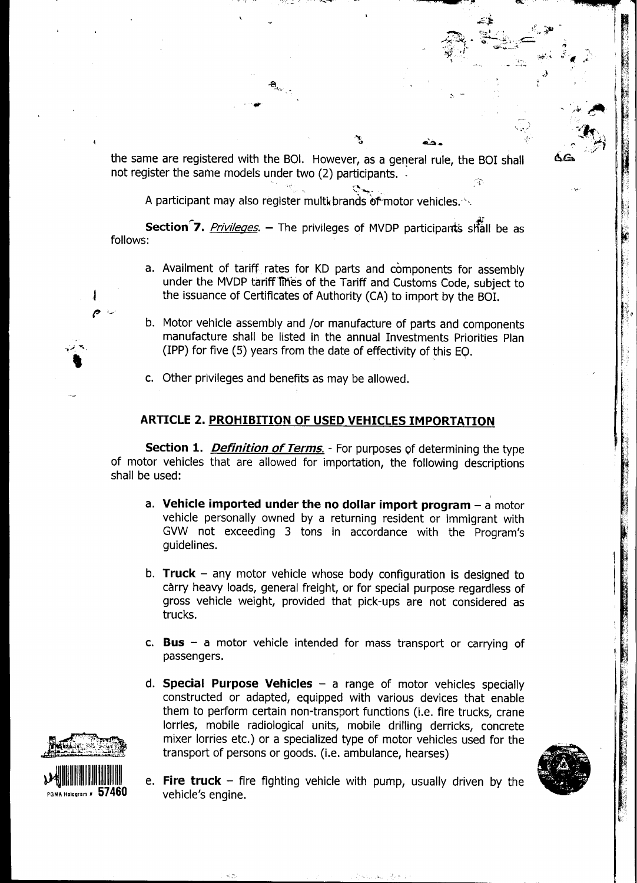the same are registered with the BOI. However, as a general rule, the BOI shall not register the same models under two (2) participants.

A participant may also register multi brands of motor vehicles.

**Section 7.** ***Privileges.*** – The privileges of MVDP participants shall be as follows:

a. Availment of tariff rates for KD parts and components for assembly under the MVDP tariff lines of the Tariff and Customs Code, subject to the issuance of Certificates of Authority (CA) to import by the BOI.

b. Motor vehicle assembly and /or manufacture of parts and components manufacture shall be listed in the annual Investments Priorities Plan (IPP) for five (5) years from the date of effectivity of this EO.

c. Other privileges and benefits as may be allowed.

## ARTICLE 2. PROHIBITION OF USED VEHICLES IMPORTATION

**Section 1.** ***Definition of Terms.*** - For purposes of determining the type of motor vehicles that are allowed for importation, the following descriptions shall be used:

a. **Vehicle imported under the no dollar import program** – a motor vehicle personally owned by a returning resident or immigrant with GVW not exceeding 3 tons in accordance with the Program's guidelines.

b. **Truck** – any motor vehicle whose body configuration is designed to carry heavy loads, general freight, or for special purpose regardless of gross vehicle weight, provided that pick-ups are not considered as trucks.

c. **Bus** – a motor vehicle intended for mass transport or carrying of passengers.

d. **Special Purpose Vehicles** – a range of motor vehicles specially constructed or adapted, equipped with various devices that enable them to perform certain non-transport functions (i.e. fire trucks, crane lorries, mobile radiological units, mobile drilling derricks, concrete mixer lorries etc.) or a specialized type of motor vehicles used for the transport of persons or goods. (i.e. ambulance, hearses)

e. **Fire truck** – fire fighting vehicle with pump, usually driven by the vehicle's engine.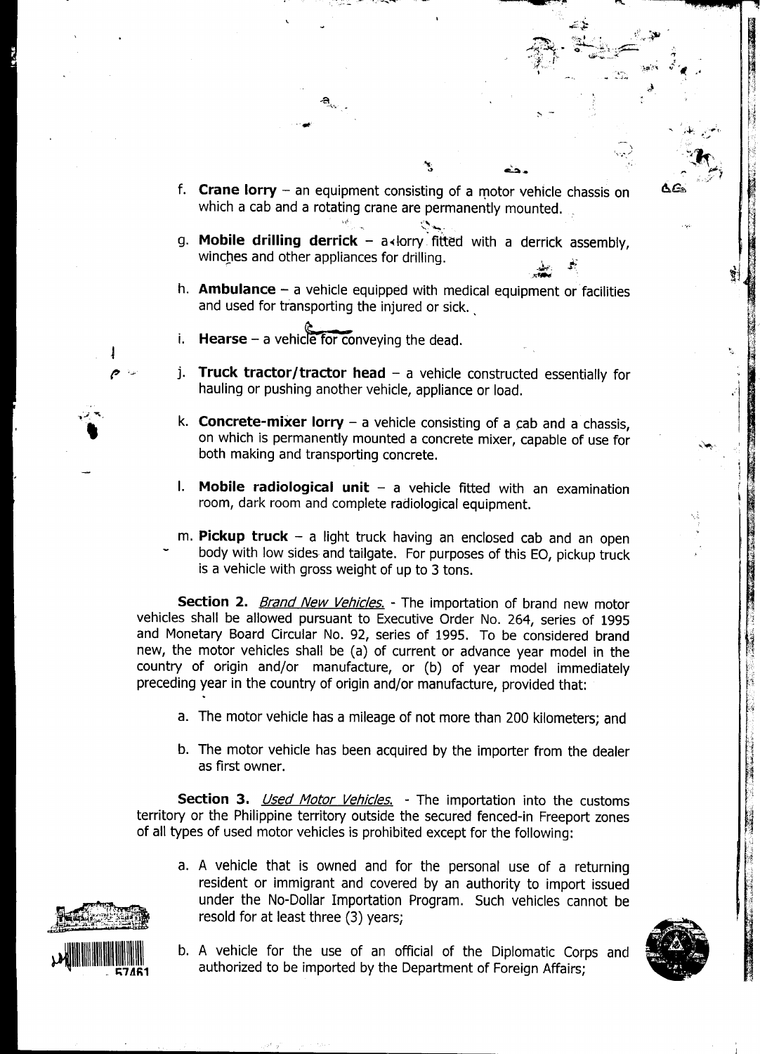f. **Crane lorry** – an equipment consisting of a motor vehicle chassis on which a cab and a rotating crane are permanently mounted.

g. **Mobile drilling derrick** – a lorry fitted with a derrick assembly, winches and other appliances for drilling.

h. **Ambulance** – a vehicle equipped with medical equipment or facilities and used for transporting the injured or sick.

i. **Hearse** – a vehicle for conveying the dead.

j. **Truck tractor/tractor head** – a vehicle constructed essentially for hauling or pushing another vehicle, appliance or load.

k. **Concrete-mixer lorry** – a vehicle consisting of a cab and a chassis, on which is permanently mounted a concrete mixer, capable of use for both making and transporting concrete.

l. **Mobile radiological unit** – a vehicle fitted with an examination room, dark room and complete radiological equipment.

m. **Pickup truck** – a light truck having an enclosed cab and an open body with low sides and tailgate. For purposes of this EO, pickup truck is a vehicle with gross weight of up to 3 tons.

**Section 2.** *Brand New Vehicles.* - The importation of brand new motor vehicles shall be allowed pursuant to Executive Order No. 264, series of 1995 and Monetary Board Circular No. 92, series of 1995. To be considered brand new, the motor vehicles shall be (a) of current or advance year model in the country of origin and/or manufacture, or (b) of year model immediately preceding year in the country of origin and/or manufacture, provided that:

a. The motor vehicle has a mileage of not more than 200 kilometers; and

b. The motor vehicle has been acquired by the importer from the dealer as first owner.

**Section 3.** *Used Motor Vehicles.* - The importation into the customs territory or the Philippine territory outside the secured fenced-in Freeport zones of all types of used motor vehicles is prohibited except for the following:

a. A vehicle that is owned and for the personal use of a returning resident or immigrant and covered by an authority to import issued under the No-Dollar Importation Program. Such vehicles cannot be resold for at least three (3) years;

b. A vehicle for the use of an official of the Diplomatic Corps and authorized to be imported by the Department of Foreign Affairs;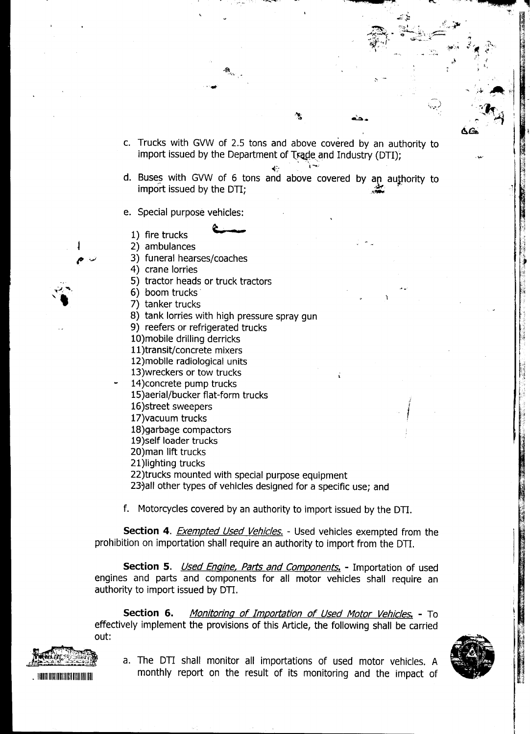c. Trucks with GVW of 2.5 tons and above covered by an authority to import issued by the Department of Trade and Industry (DTI);

d. Buses with GVW of 6 tons and above covered by an authority to import issued by the DTI;

e. Special purpose vehicles:

   1) fire trucks
   2) ambulances
   3) funeral hearses/coaches
   4) crane lorries
   5) tractor heads or truck tractors
   6) boom trucks
   7) tanker trucks
   8) tank lorries with high pressure spray gun
   9) reefers or refrigerated trucks
   10) mobile drilling derricks
   11) transit/concrete mixers
   12) mobile radiological units
   13) wreckers or tow trucks
   14) concrete pump trucks
   15) aerial/bucker flat-form trucks
   16) street sweepers
   17) vacuum trucks
   18) garbage compactors
   19) self loader trucks
   20) man lift trucks
   21) lighting trucks
   22) trucks mounted with special purpose equipment
   23) all other types of vehicles designed for a specific use; and

f. Motorcycles covered by an authority to import issued by the DTI.

**Section 4**. *Exempted Used Vehicles.* - Used vehicles exempted from the prohibition on importation shall require an authority to import from the DTI.

**Section 5**. *Used Engine, Parts and Components.* - Importation of used engines and parts and components for all motor vehicles shall require an authority to import issued by DTI.

**Section 6.** *Monitoring of Importation of Used Motor Vehicles.* - To effectively implement the provisions of this Article, the following shall be carried out:

a. The DTI shall monitor all importations of used motor vehicles. A monthly report on the result of its monitoring and the impact of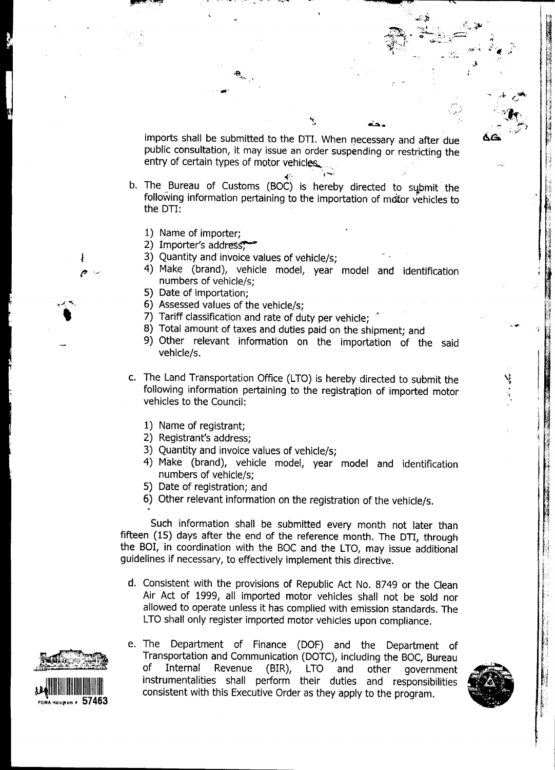imports shall be submitted to the DTI. When necessary and after due public consultation, it may issue an order suspending or restricting the entry of certain types of motor vehicles.

b. The Bureau of Customs (BOC) is hereby directed to submit the following information pertaining to the importation of motor vehicles to the DTI:

    1) Name of importer;
    2) Importer's address;
    3) Quantity and invoice values of vehicle/s;
    4) Make (brand), vehicle model, year model and identification numbers of vehicle/s;
    5) Date of importation;
    6) Assessed values of the vehicle/s;
    7) Tariff classification and rate of duty per vehicle;
    8) Total amount of taxes and duties paid on the shipment; and
    9) Other relevant information on the importation of the said vehicle/s.

c. The Land Transportation Office (LTO) is hereby directed to submit the following information pertaining to the registration of imported motor vehicles to the Council:

    1) Name of registrant;
    2) Registrant's address;
    3) Quantity and invoice values of vehicle/s;
    4) Make (brand), vehicle model, year model and identification numbers of vehicle/s;
    5) Date of registration; and
    6) Other relevant information on the registration of the vehicle/s.

Such information shall be submitted every month not later than fifteen (15) days after the end of the reference month. The DTI, through the BOI, in coordination with the BOC and the LTO, may issue additional guidelines if necessary, to effectively implement this directive.

d. Consistent with the provisions of Republic Act No. 8749 or the Clean Air Act of 1999, all imported motor vehicles shall not be sold nor allowed to operate unless it has complied with emission standards. The LTO shall only register imported motor vehicles upon compliance.

e. The Department of Finance (DOF) and the Department of Transportation and Communication (DOTC), including the BOC, Bureau of Internal Revenue (BIR), LTO and other government instrumentalities shall perform their duties and responsibilities consistent with this Executive Order as they apply to the program.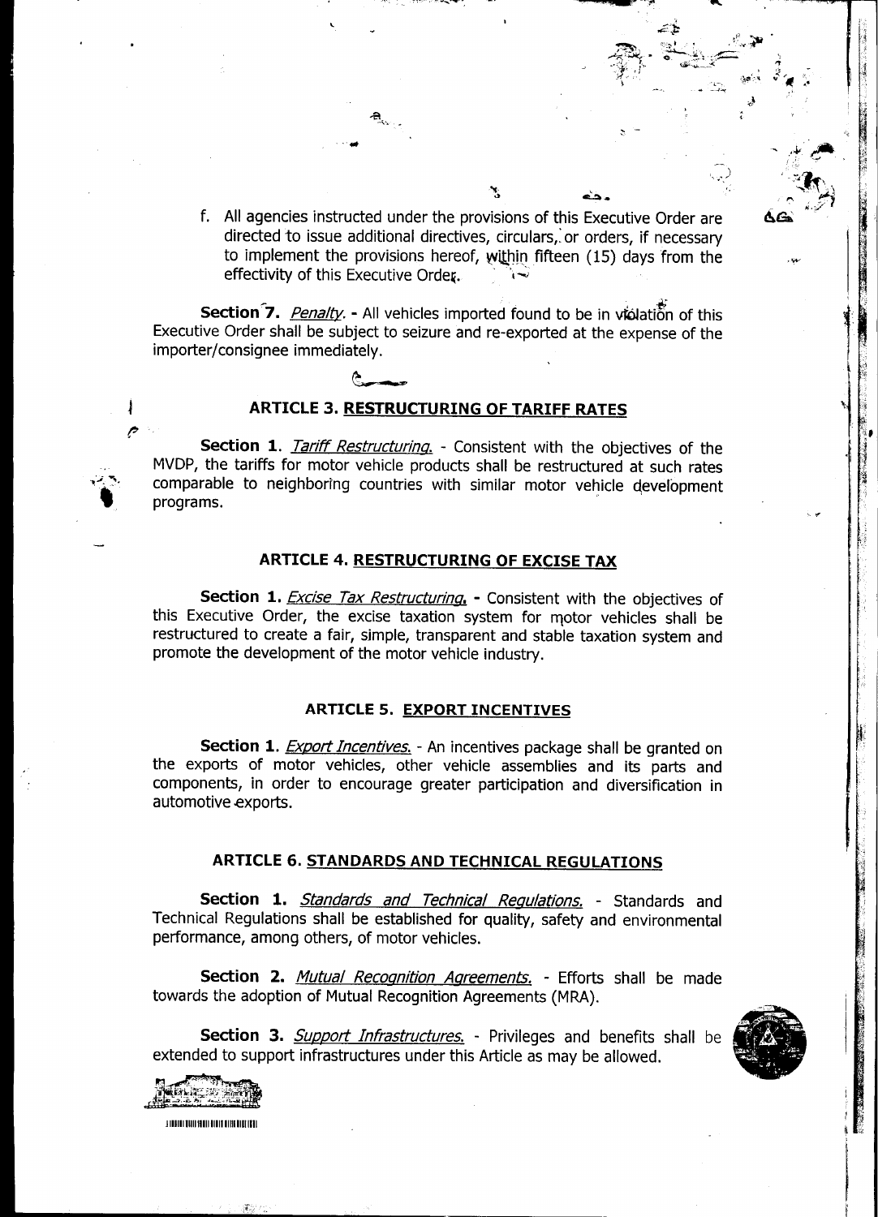f. All agencies instructed under the provisions of this Executive Order are directed to issue additional directives, circulars, or orders, if necessary to implement the provisions hereof, within fifteen (15) days from the effectivity of this Executive Order.

**Section 7.** *Penalty.* - All vehicles imported found to be in violation of this Executive Order shall be subject to seizure and re-exported at the expense of the importer/consignee immediately.

### ARTICLE 3. RESTRUCTURING OF TARIFF RATES

**Section 1.** *Tariff Restructuring.* - Consistent with the objectives of the MVDP, the tariffs for motor vehicle products shall be restructured at such rates comparable to neighboring countries with similar motor vehicle development programs.

### ARTICLE 4. RESTRUCTURING OF EXCISE TAX

**Section 1.** *Excise Tax Restructuring.* - Consistent with the objectives of this Executive Order, the excise taxation system for motor vehicles shall be restructured to create a fair, simple, transparent and stable taxation system and promote the development of the motor vehicle industry.

### ARTICLE 5. EXPORT INCENTIVES

**Section 1.** *Export Incentives.* - An incentives package shall be granted on the exports of motor vehicles, other vehicle assemblies and its parts and components, in order to encourage greater participation and diversification in automotive exports.

### ARTICLE 6. STANDARDS AND TECHNICAL REGULATIONS

**Section 1.** *Standards and Technical Regulations.* - Standards and Technical Regulations shall be established for quality, safety and environmental performance, among others, of motor vehicles.

**Section 2.** *Mutual Recognition Agreements.* - Efforts shall be made towards the adoption of Mutual Recognition Agreements (MRA).

**Section 3.** *Support Infrastructures.* - Privileges and benefits shall be extended to support infrastructures under this Article as may be allowed.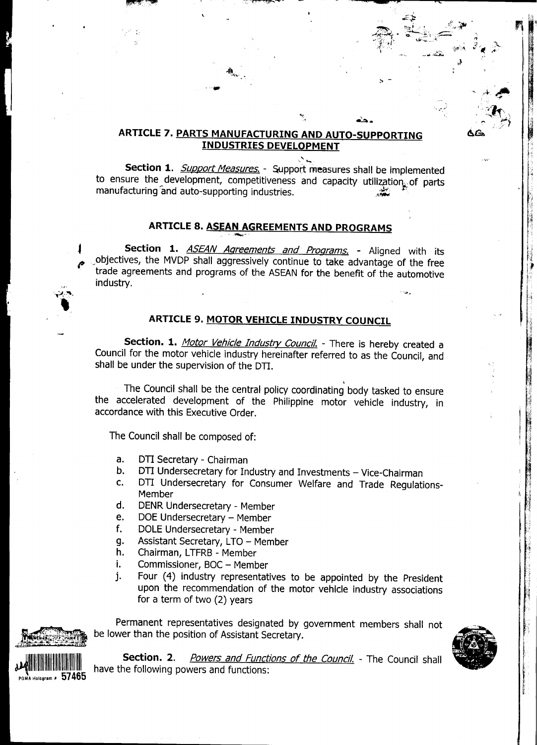## ARTICLE 7. PARTS MANUFACTURING AND AUTO-SUPPORTING INDUSTRIES DEVELOPMENT

**Section 1.** *Support Measures.* - Support measures shall be implemented to ensure the development, competitiveness and capacity utilization of parts manufacturing and auto-supporting industries.

## ARTICLE 8. ASEAN AGREEMENTS AND PROGRAMS

**Section 1.** *ASEAN Agreements and Programs.* - Aligned with its objectives, the MVDP shall aggressively continue to take advantage of the free trade agreements and programs of the ASEAN for the benefit of the automotive industry.

## ARTICLE 9. MOTOR VEHICLE INDUSTRY COUNCIL

**Section. 1.** *Motor Vehicle Industry Council.* - There is hereby created a Council for the motor vehicle industry hereinafter referred to as the Council, and shall be under the supervision of the DTI.

The Council shall be the central policy coordinating body tasked to ensure the accelerated development of the Philippine motor vehicle industry, in accordance with this Executive Order.

The Council shall be composed of:

a. DTI Secretary - Chairman
b. DTI Undersecretary for Industry and Investments – Vice-Chairman
c. DTI Undersecretary for Consumer Welfare and Trade Regulations- Member
d. DENR Undersecretary - Member
e. DOE Undersecretary – Member
f. DOLE Undersecretary - Member
g. Assistant Secretary, LTO – Member
h. Chairman, LTFRB - Member
i. Commissioner, BOC – Member
j. Four (4) industry representatives to be appointed by the President upon the recommendation of the motor vehicle industry associations for a term of two (2) years

Permanent representatives designated by government members shall not be lower than the position of Assistant Secretary.

**Section. 2.** *Powers and Functions of the Council.* - The Council shall have the following powers and functions: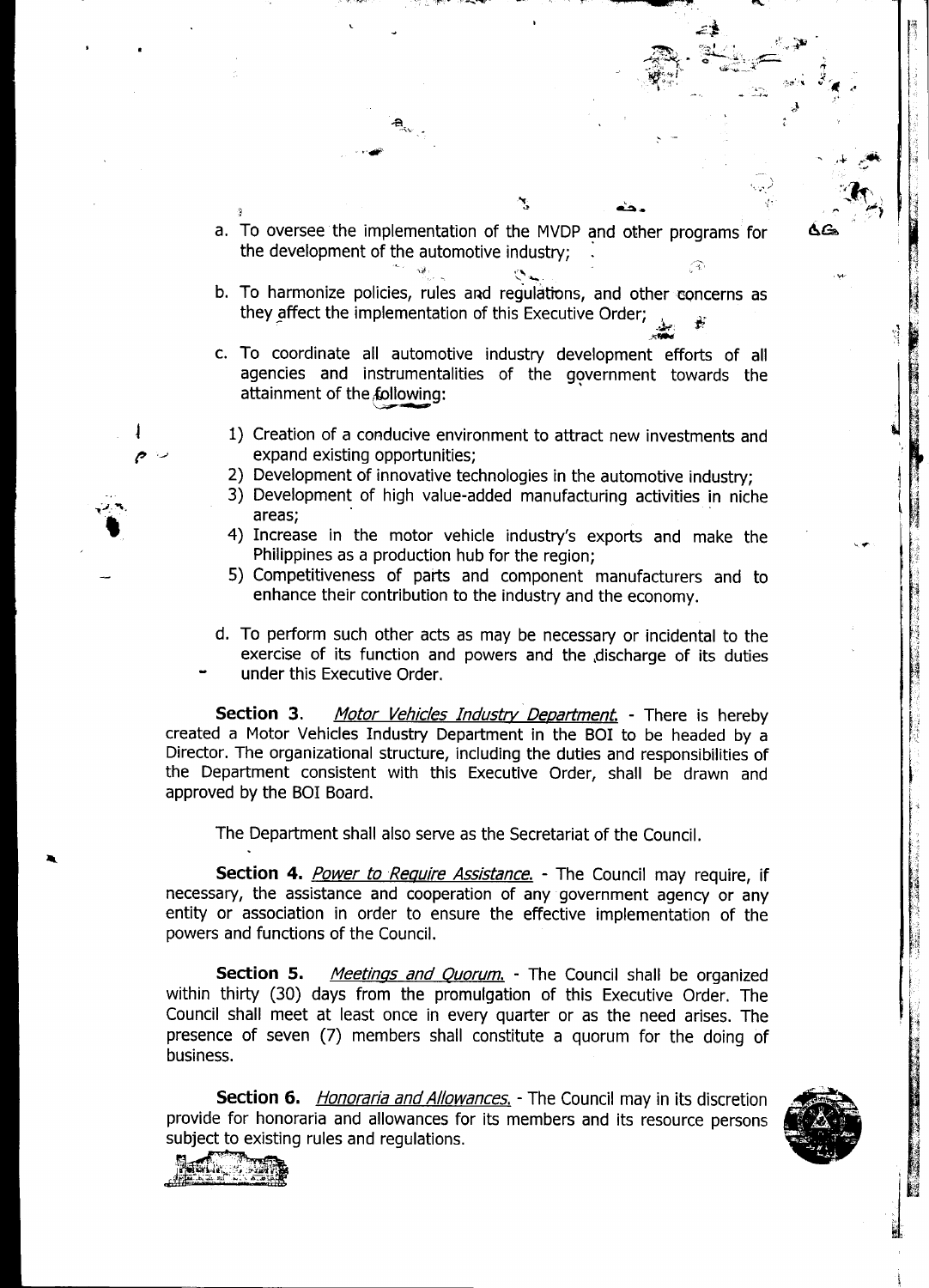a. To oversee the implementation of the MVDP and other programs for the development of the automotive industry;

b. To harmonize policies, rules and regulations, and other concerns as they affect the implementation of this Executive Order;

c. To coordinate all automotive industry development efforts of all agencies and instrumentalities of the government towards the attainment of the following:

   1) Creation of a conducive environment to attract new investments and expand existing opportunities;
   2) Development of innovative technologies in the automotive industry;
   3) Development of high value-added manufacturing activities in niche areas;
   4) Increase in the motor vehicle industry's exports and make the Philippines as a production hub for the region;
   5) Competitiveness of parts and component manufacturers and to enhance their contribution to the industry and the economy.

d. To perform such other acts as may be necessary or incidental to the exercise of its function and powers and the discharge of its duties under this Executive Order.

**Section 3.** *Motor Vehicles Industry Department.* - There is hereby created a Motor Vehicles Industry Department in the BOI to be headed by a Director. The organizational structure, including the duties and responsibilities of the Department consistent with this Executive Order, shall be drawn and approved by the BOI Board.

The Department shall also serve as the Secretariat of the Council.

**Section 4.** *Power to Require Assistance.* - The Council may require, if necessary, the assistance and cooperation of any government agency or any entity or association in order to ensure the effective implementation of the powers and functions of the Council.

**Section 5.** *Meetings and Quorum.* - The Council shall be organized within thirty (30) days from the promulgation of this Executive Order. The Council shall meet at least once in every quarter or as the need arises. The presence of seven (7) members shall constitute a quorum for the doing of business.

**Section 6.** *Honoraria and Allowances.* - The Council may in its discretion provide for honoraria and allowances for its members and its resource persons subject to existing rules and regulations.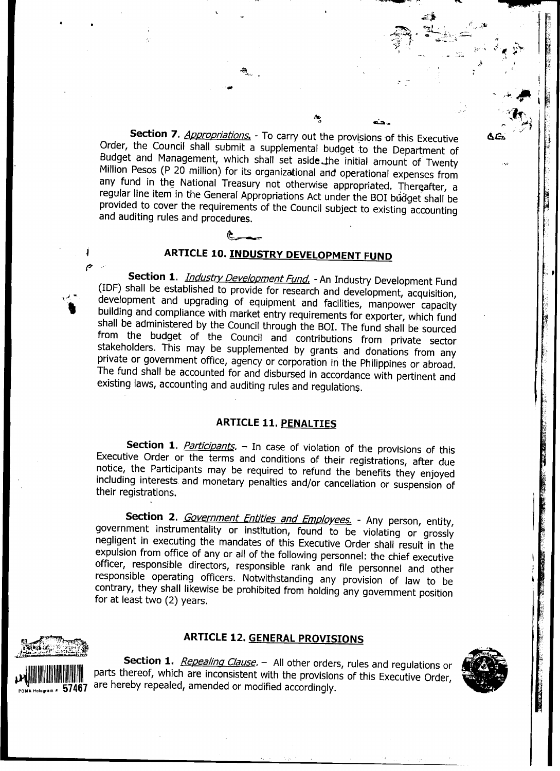**Section 7**. *Appropriations.* - To carry out the provisions of this Executive Order, the Council shall submit a supplemental budget to the Department of Budget and Management, which shall set aside the initial amount of Twenty Million Pesos (P 20 million) for its organizational and operational expenses from any fund in the National Treasury not otherwise appropriated. Thereafter, a regular line item in the General Appropriations Act under the BOI budget shall be provided to cover the requirements of the Council subject to existing accounting and auditing rules and procedures.

## ARTICLE 10. INDUSTRY DEVELOPMENT FUND

**Section 1**. *Industry Development Fund.* - An Industry Development Fund (IDF) shall be established to provide for research and development, acquisition, development and upgrading of equipment and facilities, manpower capacity building and compliance with market entry requirements for exporter, which fund shall be administered by the Council through the BOI. The fund shall be sourced from the budget of the Council and contributions from private sector stakeholders. This may be supplemented by grants and donations from any private or government office, agency or corporation in the Philippines or abroad. The fund shall be accounted for and disbursed in accordance with pertinent and existing laws, accounting and auditing rules and regulations.

## ARTICLE 11. PENALTIES

**Section 1**. *Participants.* – In case of violation of the provisions of this Executive Order or the terms and conditions of their registrations, after due notice, the Participants may be required to refund the benefits they enjoyed including interests and monetary penalties and/or cancellation or suspension of their registrations.

**Section 2**. *Government Entities and Employees.* - Any person, entity, government instrumentality or institution, found to be violating or grossly negligent in executing the mandates of this Executive Order shall result in the expulsion from office of any or all of the following personnel: the chief executive officer, responsible directors, responsible rank and file personnel and other responsible operating officers. Notwithstanding any provision of law to be contrary, they shall likewise be prohibited from holding any government position for at least two (2) years.

## ARTICLE 12. GENERAL PROVISIONS

**Section 1.** *Repealing Clause.* – All other orders, rules and regulations or parts thereof, which are inconsistent with the provisions of this Executive Order, are hereby repealed, amended or modified accordingly.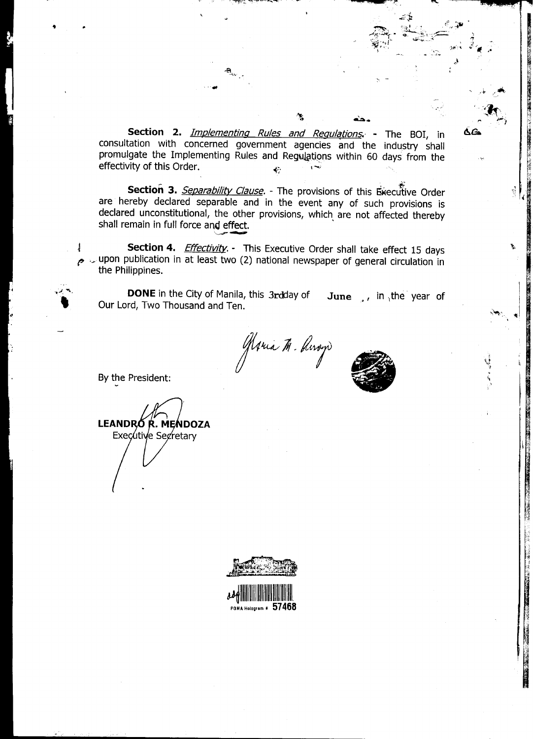**Section 2.** *Implementing Rules and Regulations.* - The BOI, in consultation with concerned government agencies and the industry shall promulgate the Implementing Rules and Regulations within 60 days from the effectivity of this Order.

**Section 3.** *Separability Clause.* - The provisions of this Executive Order are hereby declared separable and in the event any of such provisions is declared unconstitutional, the other provisions, which are not affected thereby shall remain in full force and effect.

**Section 4.** *Effectivity.* - This Executive Order shall take effect 15 days upon publication in at least two (2) national newspaper of general circulation in the Philippines.

**DONE** in the City of Manila, this 3rd day of **June**, in the year of Our Lord, Two Thousand and Ten.

Gloria M. Arroyo

By the President:

**LEANDRO R. MENDOZA**
Executive Secretary

PGMA Hologram # 57468